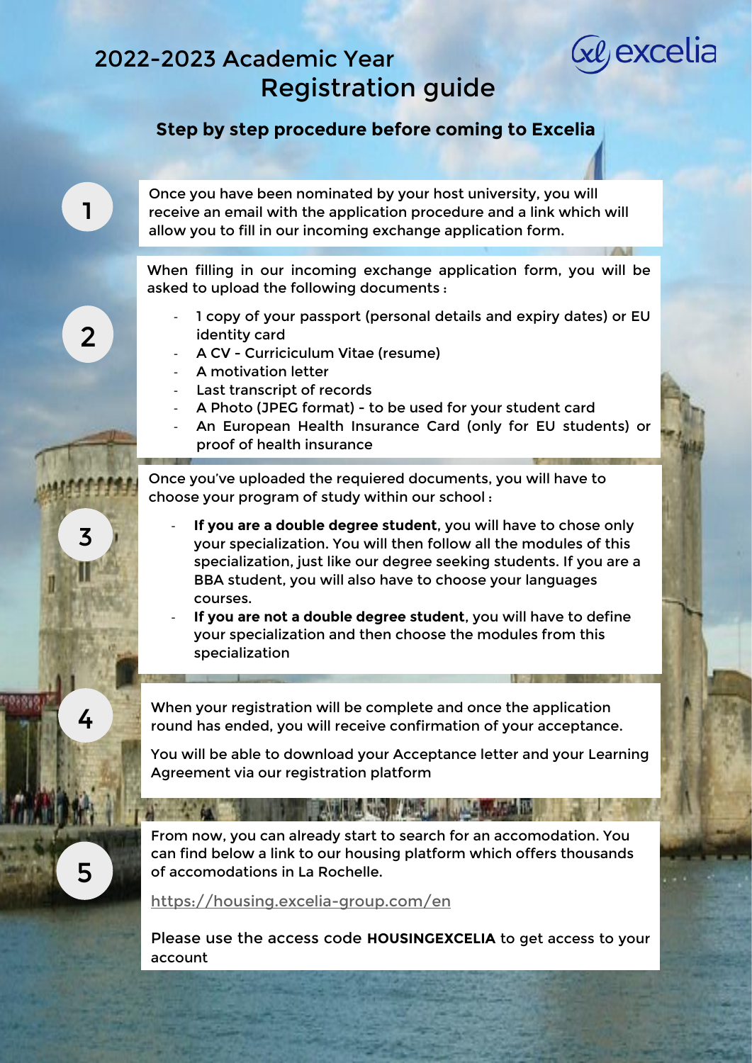# 2022-2023 Academic Year Registration guide

excelia

## Step by step procedure before coming to Excelia

**1**

Once you have been nominated by your host university, you will receive an email with the application procedure and a link which will allow you to fill in our incoming exchange application form.

**2**

When filling in our incoming exchange application form, you will be asked to upload the following documents :

- 1 copy of your passport (personal details and expiry dates) or EU identity card
- A CV - Curriciculum Vitae (resume)
- A motivation letter
- Last transcript of records
- A Photo (JPEG format) - to be used for your student card
- An European Health Insurance Card (only for EU students) or proof of health insurance

**3**

Once you've uploaded the requiered documents, you will have to choose your program of study within our school :

- **If you are a double degree student**, you will have to chose only your specialization. You will then follow all the modules of this specialization, just like our degree seeking students. If you are a BBA student, you will also have to choose your languages courses.
- **If you are not a double degree student**, you will have to define your specialization and then choose the modules from this specialization

**4**

When your registration will be complete and once the application round has ended, you will receive confirmation of your acceptance.

You will be able to download your Acceptance letter and your Learning Agreement via our registration platform

**5**

From now, you can already start to search for an accomodation. You can find below a link to our housing platform which offers thousands of accomodations in La Rochelle.

https://housing.excelia-group.com/en

Please use the access code **HOUSINGEXCELIA** to get access to your account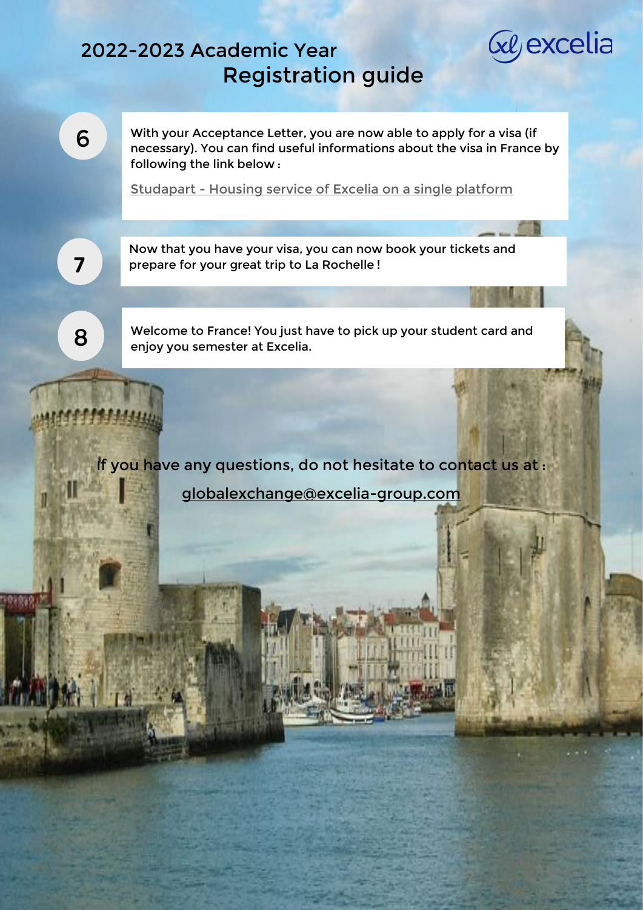# 2022-2023 Academic Year
## Registration guide

excelia

**6**

With your Acceptance Letter, you are now able to apply for a visa (if necessary). You can find useful informations about the visa in France by following the link below :

Studapart - Housing service of Excelia on a single platform

**7**

Now that you have your visa, you can now book your tickets and prepare for your great trip to La Rochelle !

**8**

Welcome to France! You just have to pick up your student card and enjoy you semester at Excelia.

If you have any questions, do not hesitate to contact us at :

globalexchange@excelia-group.com